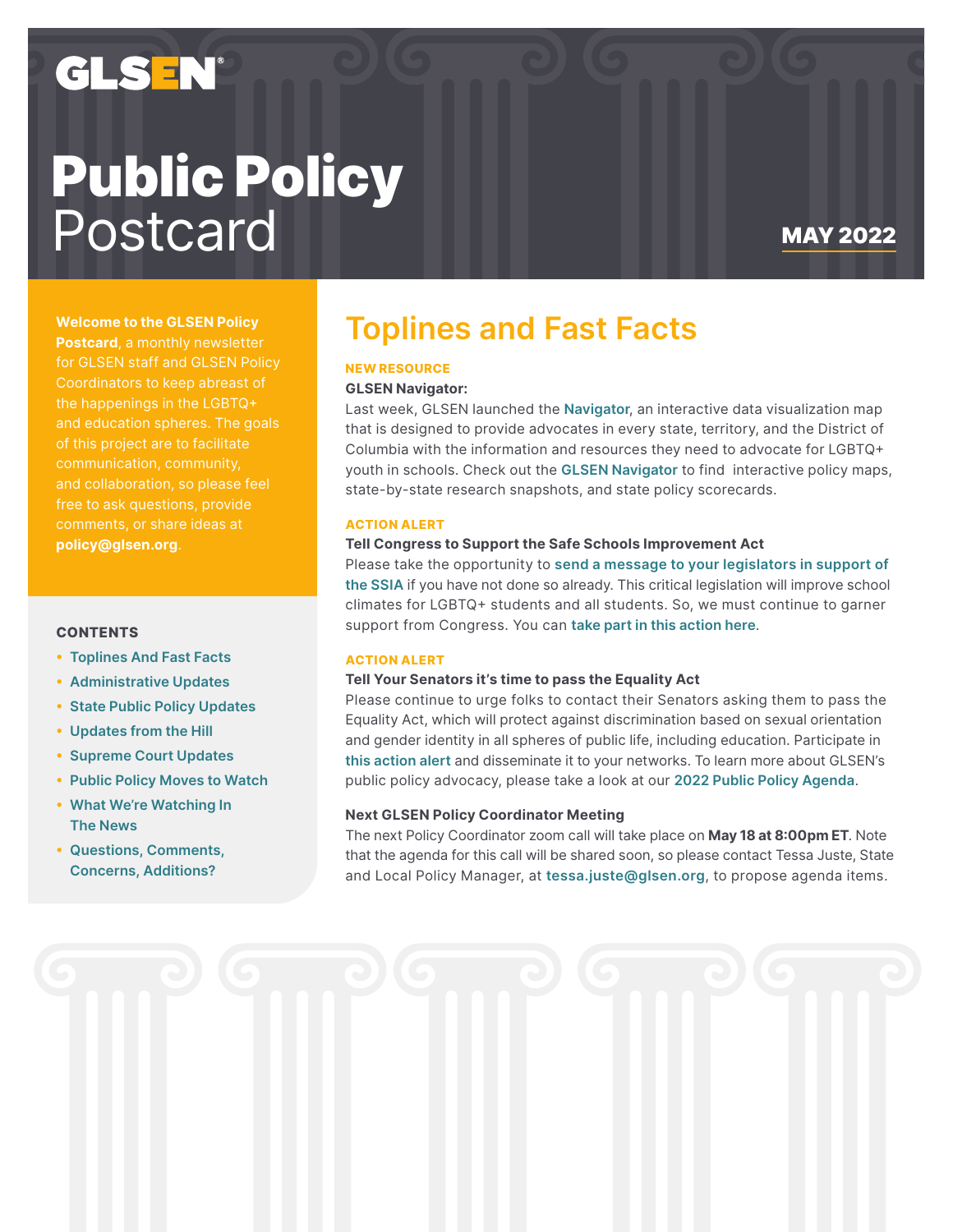GLSEN

# Public Policy Postcard

**MAY 2022**

**Welcome to the GLSEN Policy Postcard**, a monthly newsletter for GLSEN staff and GLSEN Policy Coordinators to keep abreast of the happenings in the LGBTQ+ and education spheres. The goals of this project are to facilitate communication, community, and collaboration, so please feel free to ask questions, provide comments, or share ideas at **policy@glsen.org**.

### CONTENTS

- Toplines And Fast Facts
- Administrative Updates
- State Public Policy Updates
- Updates from the Hill
- Supreme Court Updates
- Public Policy Moves to Watch
- What We're Watching In The News
- Questions, Comments, Concerns, Additions?

## Toplines and Fast Facts

**NEW RESOURCE**

**GLSEN Navigator:**

Last week, GLSEN launched the Navigator, an interactive data visualization map that is designed to provide advocates in every state, territory, and the District of Columbia with the information and resources they need to advocate for LGBTQ+ youth in schools. Check out the GLSEN Navigator to find interactive policy maps, state-by-state research snapshots, and state policy scorecards.

**ACTION ALERT**

**Tell Congress to Support the Safe Schools Improvement Act**

Please take the opportunity to send a message to your legislators in support of the SSIA if you have not done so already. This critical legislation will improve school climates for LGBTQ+ students and all students. So, we must continue to garner support from Congress. You can take part in this action here.

**ACTION ALERT**

**Tell Your Senators it's time to pass the Equality Act**

Please continue to urge folks to contact their Senators asking them to pass the Equality Act, which will protect against discrimination based on sexual orientation and gender identity in all spheres of public life, including education. Participate in this action alert and disseminate it to your networks. To learn more about GLSEN's public policy advocacy, please take a look at our 2022 Public Policy Agenda.

**Next GLSEN Policy Coordinator Meeting**

The next Policy Coordinator zoom call will take place on **May 18 at 8:00pm ET**. Note that the agenda for this call will be shared soon, so please contact Tessa Juste, State and Local Policy Manager, at tessa.juste@glsen.org, to propose agenda items.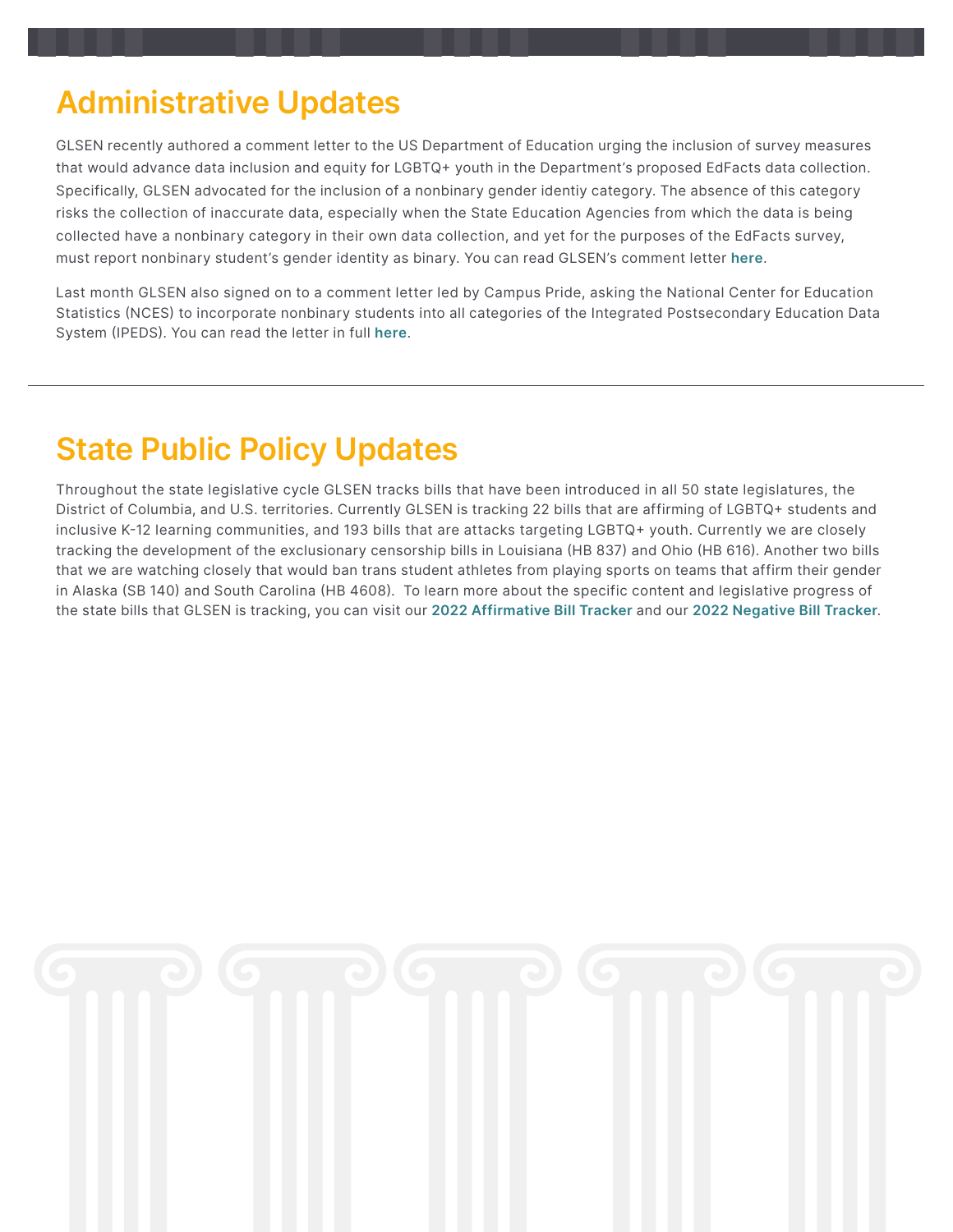## Administrative Updates

GLSEN recently authored a comment letter to the US Department of Education urging the inclusion of survey measures that would advance data inclusion and equity for LGBTQ+ youth in the Department's proposed EdFacts data collection. Specifically, GLSEN advocated for the inclusion of a nonbinary gender identiy category. The absence of this category risks the collection of inaccurate data, especially when the State Education Agencies from which the data is being collected have a nonbinary category in their own data collection, and yet for the purposes of the EdFacts survey, must report nonbinary student's gender identity as binary. You can read GLSEN's comment letter **here**.

Last month GLSEN also signed on to a comment letter led by Campus Pride, asking the National Center for Education Statistics (NCES) to incorporate nonbinary students into all categories of the Integrated Postsecondary Education Data System (IPEDS). You can read the letter in full **here**.

---

## State Public Policy Updates

Throughout the state legislative cycle GLSEN tracks bills that have been introduced in all 50 state legislatures, the District of Columbia, and U.S. territories. Currently GLSEN is tracking 22 bills that are affirming of LGBTQ+ students and inclusive K-12 learning communities, and 193 bills that are attacks targeting LGBTQ+ youth. Currently we are closely tracking the development of the exclusionary censorship bills in Louisiana (HB 837) and Ohio (HB 616). Another two bills that we are watching closely that would ban trans student athletes from playing sports on teams that affirm their gender in Alaska (SB 140) and South Carolina (HB 4608). To learn more about the specific content and legislative progress of the state bills that GLSEN is tracking, you can visit our **2022 Affirmative Bill Tracker** and our **2022 Negative Bill Tracker**.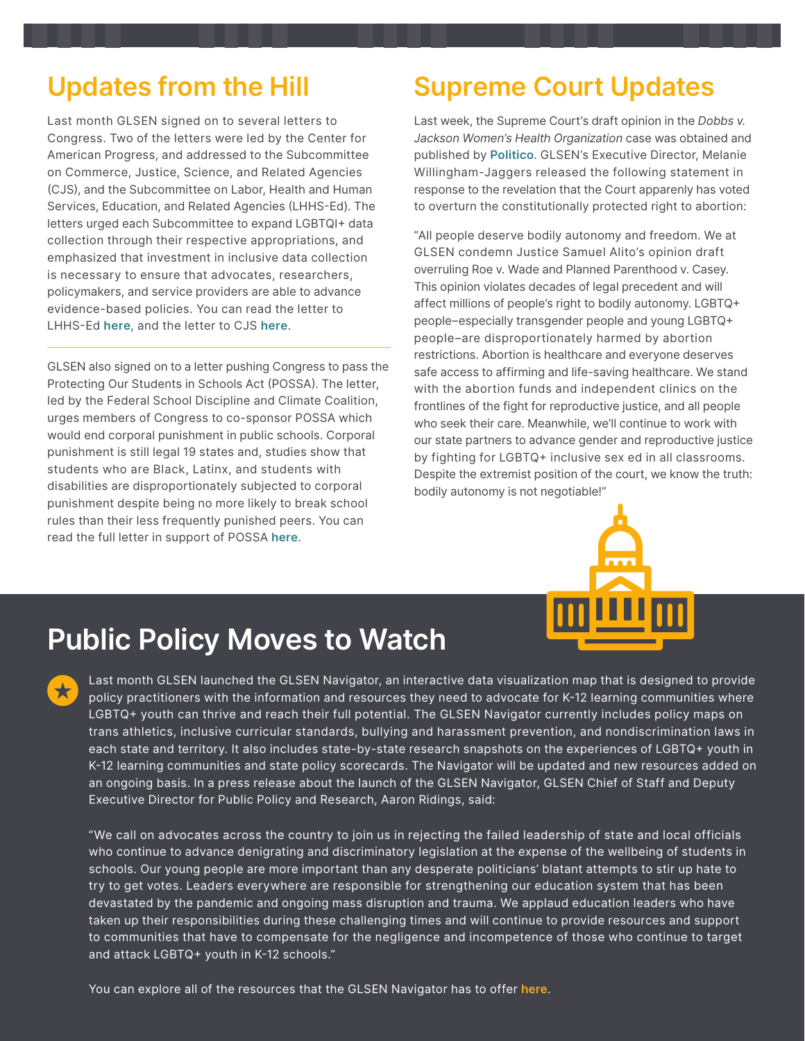## Updates from the Hill

Last month GLSEN signed on to several letters to Congress. Two of the letters were led by the Center for American Progress, and addressed to the Subcommittee on Commerce, Justice, Science, and Related Agencies (CJS), and the Subcommittee on Labor, Health and Human Services, Education, and Related Agencies (LHHS-Ed). The letters urged each Subcommittee to expand LGBTQI+ data collection through their respective appropriations, and emphasized that investment in inclusive data collection is necessary to ensure that advocates, researchers, policymakers, and service providers are able to advance evidence-based policies. You can read the letter to LHHS-Ed **here**, and the letter to CJS **here**.

---

GLSEN also signed on to a letter pushing Congress to pass the Protecting Our Students in Schools Act (POSSA). The letter, led by the Federal School Discipline and Climate Coalition, urges members of Congress to co-sponsor POSSA which would end corporal punishment in public schools. Corporal punishment is still legal 19 states and, studies show that students who are Black, Latinx, and students with disabilities are disproportionately subjected to corporal punishment despite being no more likely to break school rules than their less frequently punished peers. You can read the full letter in support of POSSA **here**.

## Supreme Court Updates

Last week, the Supreme Court's draft opinion in the *Dobbs v. Jackson Women's Health Organization* case was obtained and published by **Politico**. GLSEN's Executive Director, Melanie Willingham-Jaggers released the following statement in response to the revelation that the Court apparently has voted to overturn the constitutionally protected right to abortion:

"All people deserve bodily autonomy and freedom. We at GLSEN condemn Justice Samuel Alito's opinion draft overruling Roe v. Wade and Planned Parenthood v. Casey. This opinion violates decades of legal precedent and will affect millions of people's right to bodily autonomy. LGBTQ+ people–especially transgender people and young LGBTQ+ people–are disproportionately harmed by abortion restrictions. Abortion is healthcare and everyone deserves safe access to affirming and life-saving healthcare. We stand with the abortion funds and independent clinics on the frontlines of the fight for reproductive justice, and all people who seek their care. Meanwhile, we'll continue to work with our state partners to advance gender and reproductive justice by fighting for LGBTQ+ inclusive sex ed in all classrooms. Despite the extremist position of the court, we know the truth: bodily autonomy is not negotiable!"

## Public Policy Moves to Watch

Last month GLSEN launched the GLSEN Navigator, an interactive data visualization map that is designed to provide policy practitioners with the information and resources they need to advocate for K-12 learning communities where LGBTQ+ youth can thrive and reach their full potential. The GLSEN Navigator currently includes policy maps on trans athletics, inclusive curricular standards, bullying and harassment prevention, and nondiscrimination laws in each state and territory. It also includes state-by-state research snapshots on the experiences of LGBTQ+ youth in K-12 learning communities and state policy scorecards. The Navigator will be updated and new resources added on an ongoing basis. In a press release about the launch of the GLSEN Navigator, GLSEN Chief of Staff and Deputy Executive Director for Public Policy and Research, Aaron Ridings, said:

"We call on advocates across the country to join us in rejecting the failed leadership of state and local officials who continue to advance denigrating and discriminatory legislation at the expense of the wellbeing of students in schools. Our young people are more important than any desperate politicians' blatant attempts to stir up hate to try to get votes. Leaders everywhere are responsible for strengthening our education system that has been devastated by the pandemic and ongoing mass disruption and trauma. We applaud education leaders who have taken up their responsibilities during these challenging times and will continue to provide resources and support to communities that have to compensate for the negligence and incompetence of those who continue to target and attack LGBTQ+ youth in K-12 schools."

You can explore all of the resources that the GLSEN Navigator has to offer **here**.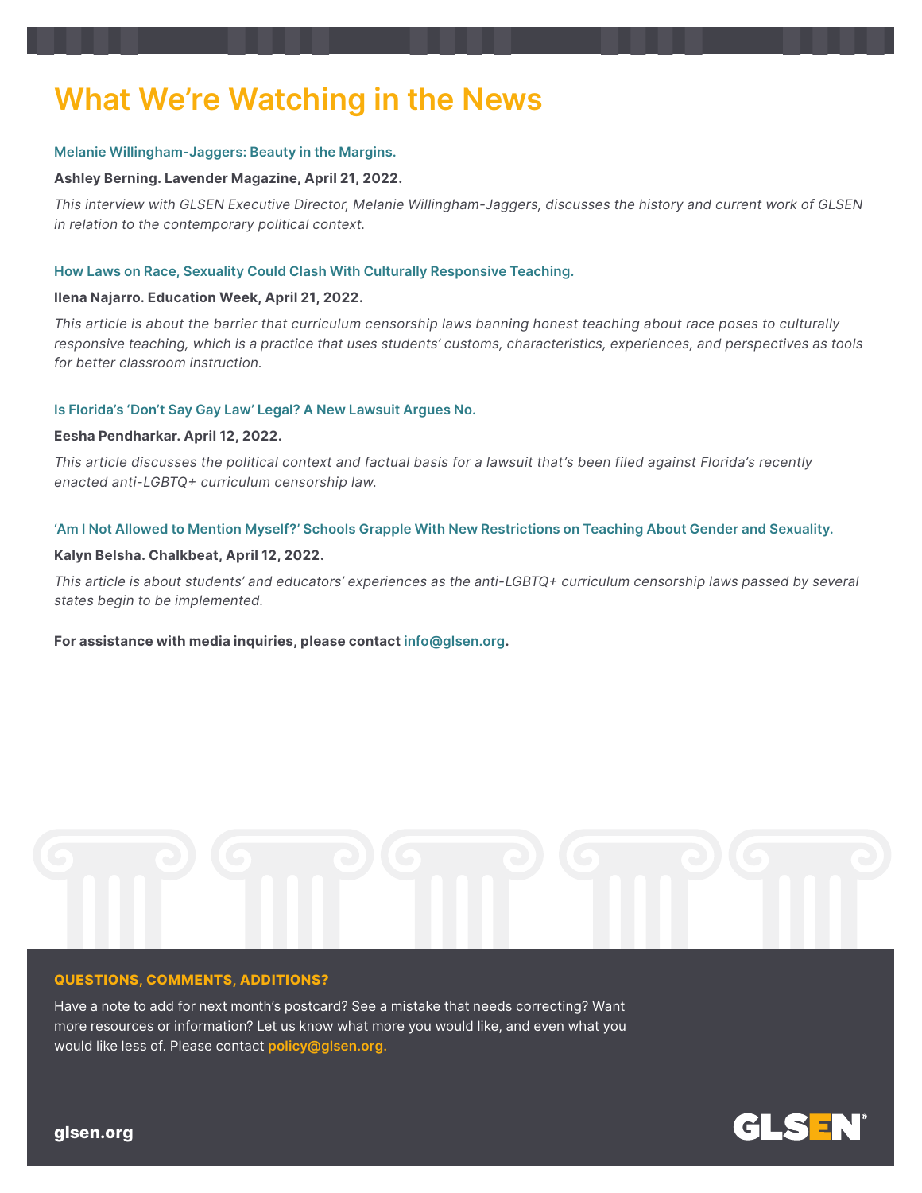# What We're Watching in the News

### Melanie Willingham-Jaggers: Beauty in the Margins.

**Ashley Berning. Lavender Magazine, April 21, 2022.**

*This interview with GLSEN Executive Director, Melanie Willingham-Jaggers, discusses the history and current work of GLSEN in relation to the contemporary political context.*

### How Laws on Race, Sexuality Could Clash With Culturally Responsive Teaching.

**Ilena Najarro. Education Week, April 21, 2022.**

*This article is about the barrier that curriculum censorship laws banning honest teaching about race poses to culturally responsive teaching, which is a practice that uses students' customs, characteristics, experiences, and perspectives as tools for better classroom instruction.*

### Is Florida's 'Don't Say Gay Law' Legal? A New Lawsuit Argues No.

**Eesha Pendharkar. April 12, 2022.**

*This article discusses the political context and factual basis for a lawsuit that's been filed against Florida's recently enacted anti-LGBTQ+ curriculum censorship law.*

### 'Am I Not Allowed to Mention Myself?' Schools Grapple With New Restrictions on Teaching About Gender and Sexuality.

**Kalyn Belsha. Chalkbeat, April 12, 2022.**

*This article is about students' and educators' experiences as the anti-LGBTQ+ curriculum censorship laws passed by several states begin to be implemented.*

**For assistance with media inquiries, please contact info@glsen.org.**

**QUESTIONS, COMMENTS, ADDITIONS?**

Have a note to add for next month's postcard? See a mistake that needs correcting? Want more resources or information? Let us know what more you would like, and even what you would like less of. Please contact **policy@glsen.org.**

**glsen.org**

GLSEN®